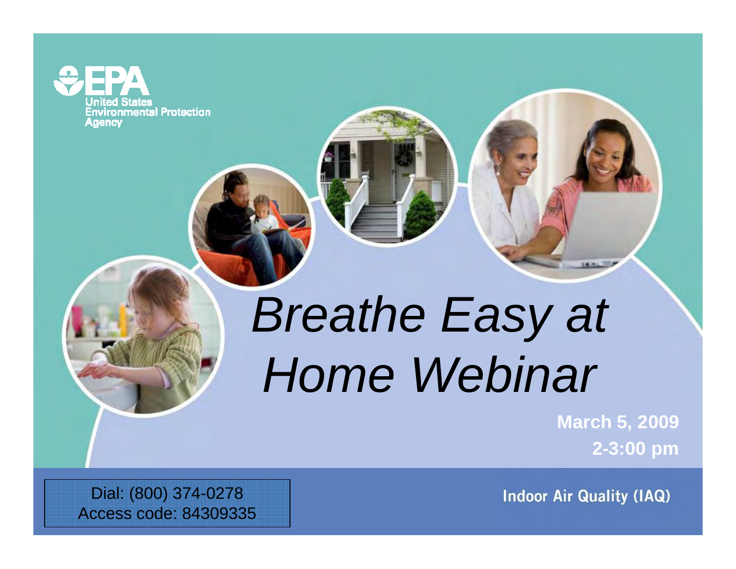United States Environmental Protection Agency

# *Breathe Easy at Home Webinar*

**March 5, 2009**

**2-3:00 pm**

Dial: (800) 374-0278
Access code: 84309335

**Indoor Air Quality (IAQ)**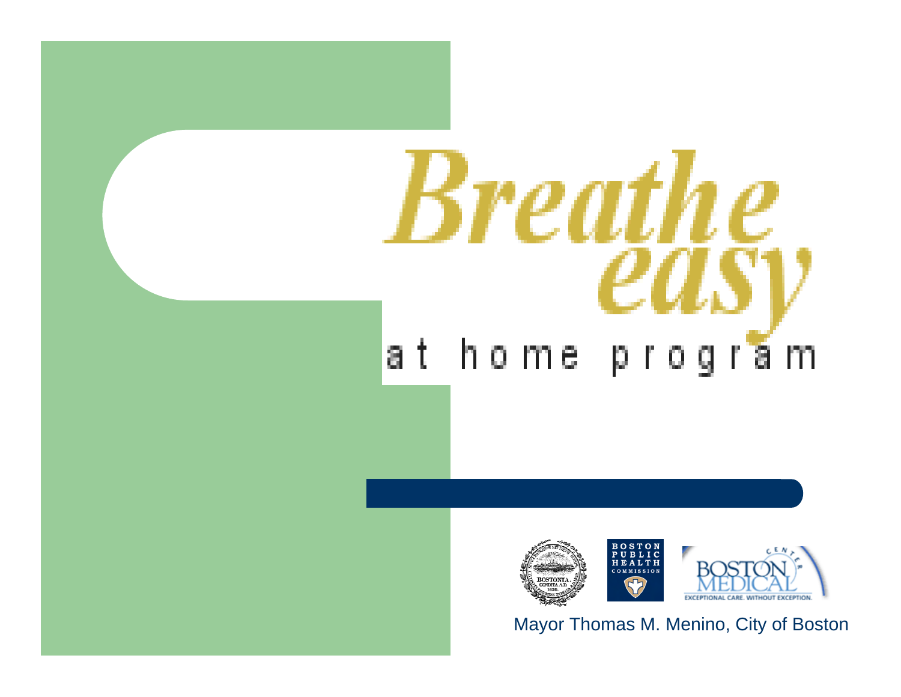# Breathe easy

at home program

Mayor Thomas M. Menino, City of Boston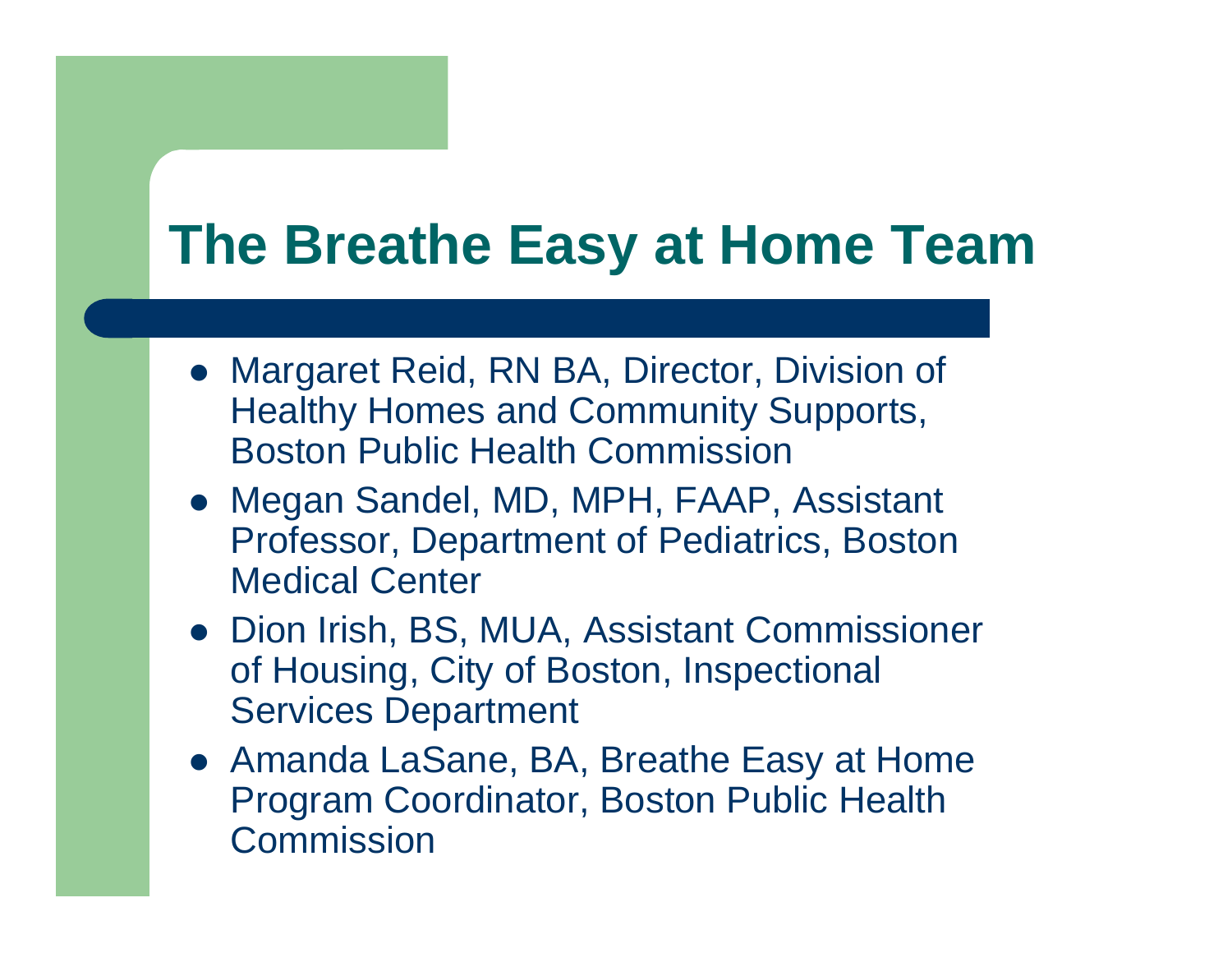# The Breathe Easy at Home Team

- Margaret Reid, RN BA, Director, Division of Healthy Homes and Community Supports, Boston Public Health Commission
- Megan Sandel, MD, MPH, FAAP, Assistant Professor, Department of Pediatrics, Boston Medical Center
- Dion Irish, BS, MUA, Assistant Commissioner of Housing, City of Boston, Inspectional Services Department
- Amanda LaSane, BA, Breathe Easy at Home Program Coordinator, Boston Public Health Commission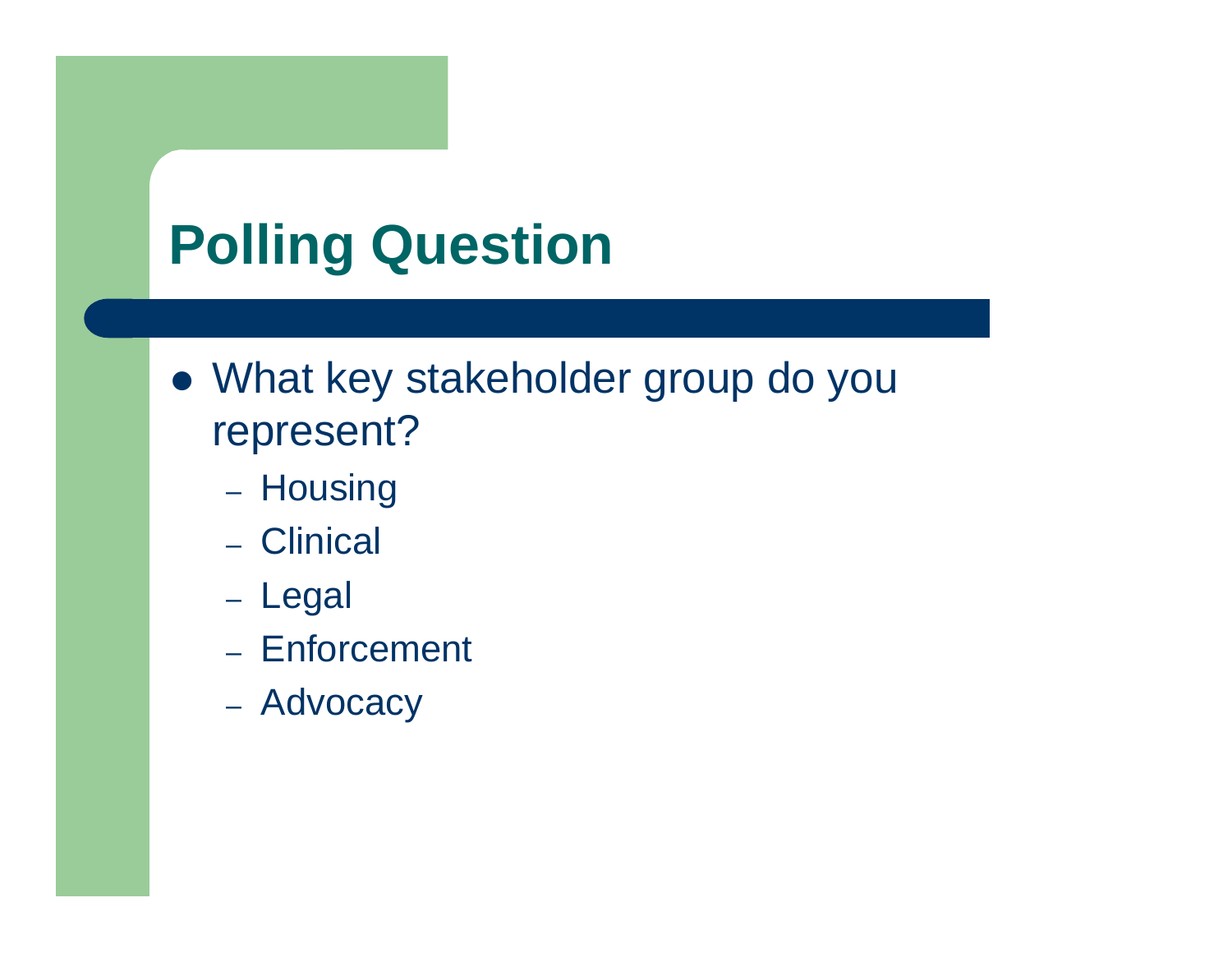# Polling Question

- What key stakeholder group do you represent?
  - Housing
  - Clinical
  - Legal
  - Enforcement
  - Advocacy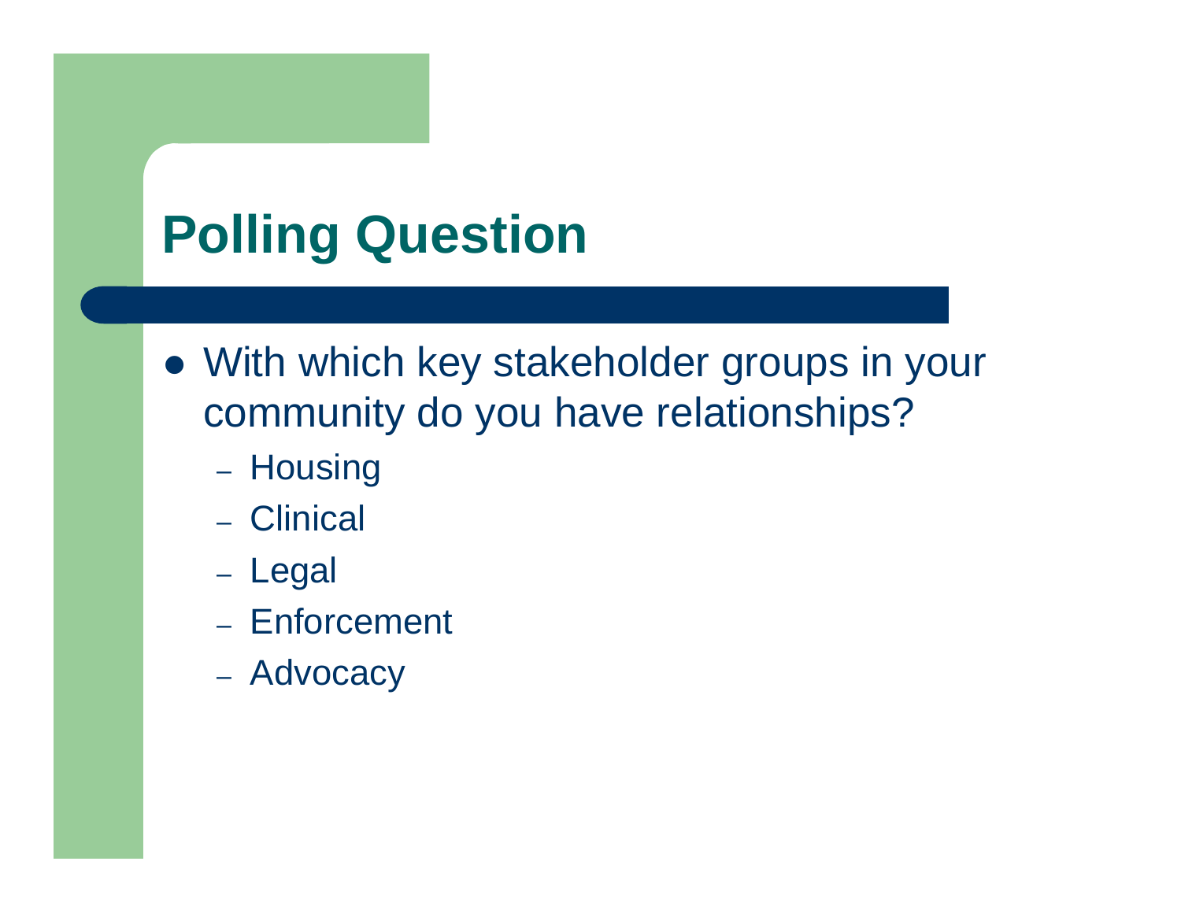# Polling Question

- With which key stakeholder groups in your community do you have relationships?
  - Housing
  - Clinical
  - Legal
  - Enforcement
  - Advocacy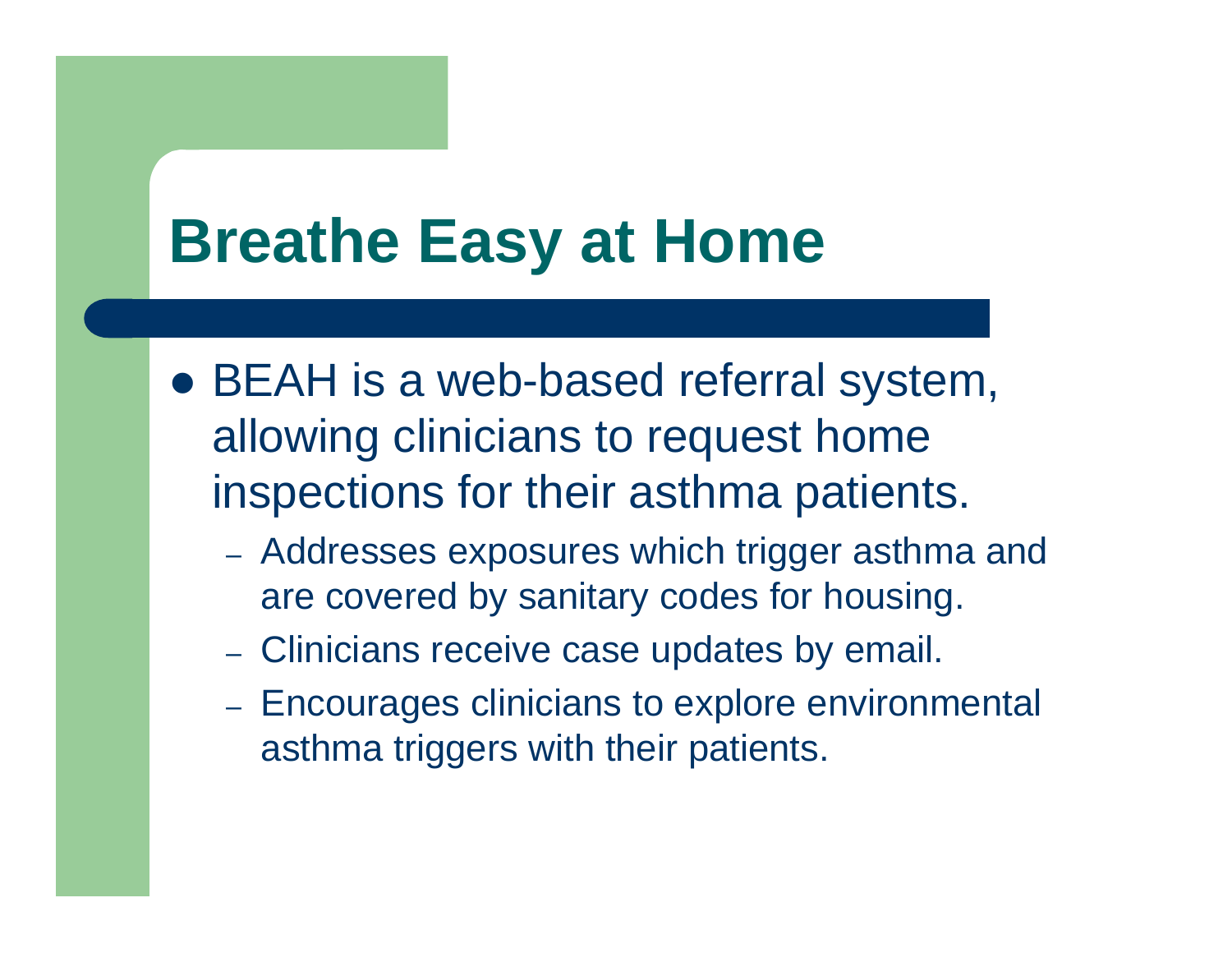# Breathe Easy at Home

- BEAH is a web-based referral system, allowing clinicians to request home inspections for their asthma patients.
  - Addresses exposures which trigger asthma and are covered by sanitary codes for housing.
  - Clinicians receive case updates by email.
  - Encourages clinicians to explore environmental asthma triggers with their patients.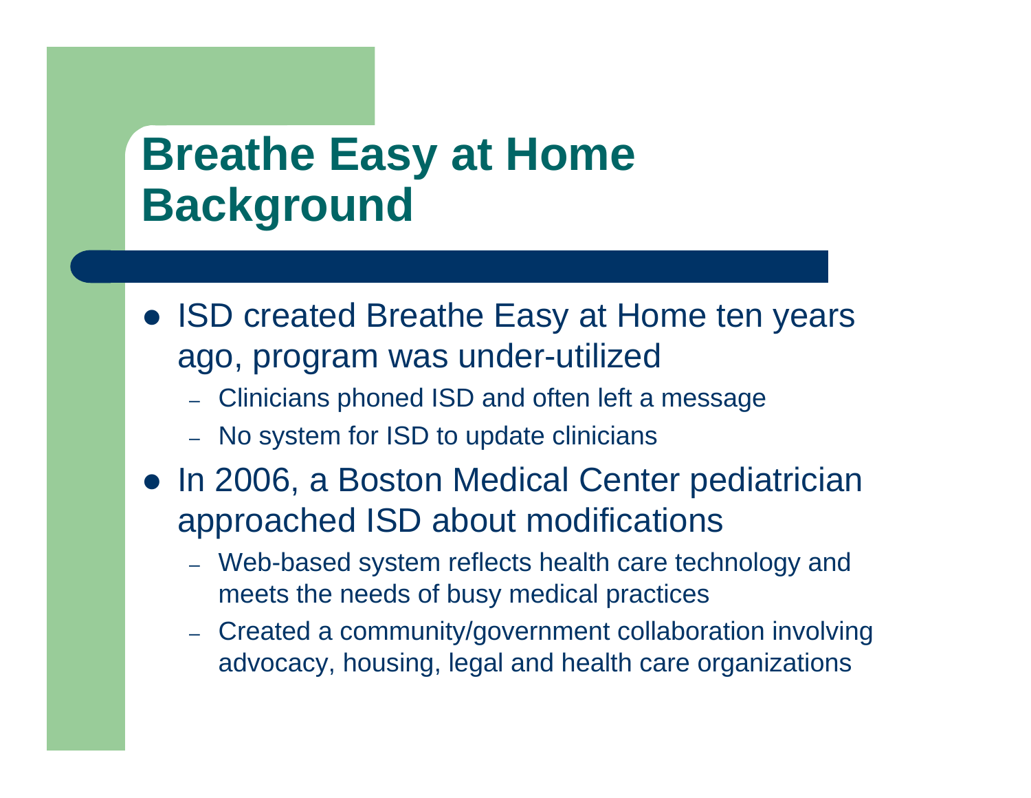# Breathe Easy at Home Background

- ISD created Breathe Easy at Home ten years ago, program was under-utilized
  - Clinicians phoned ISD and often left a message
  - No system for ISD to update clinicians
- In 2006, a Boston Medical Center pediatrician approached ISD about modifications
  - Web-based system reflects health care technology and meets the needs of busy medical practices
  - Created a community/government collaboration involving advocacy, housing, legal and health care organizations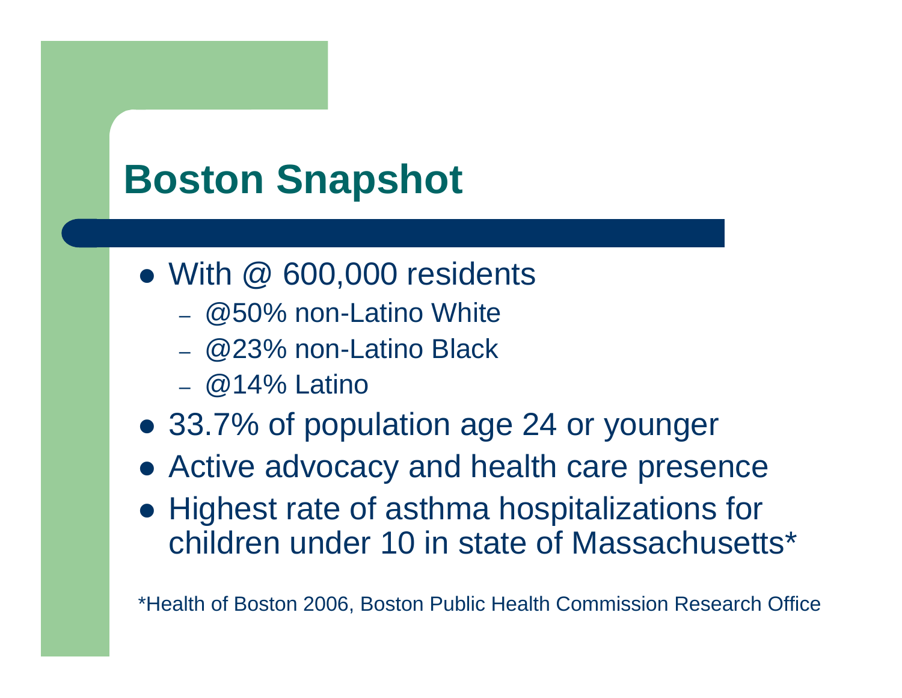# Boston Snapshot

- With @ 600,000 residents
  - @50% non-Latino White
  - @23% non-Latino Black
  - @14% Latino
- 33.7% of population age 24 or younger
- Active advocacy and health care presence
- Highest rate of asthma hospitalizations for children under 10 in state of Massachusetts*

*Health of Boston 2006, Boston Public Health Commission Research Office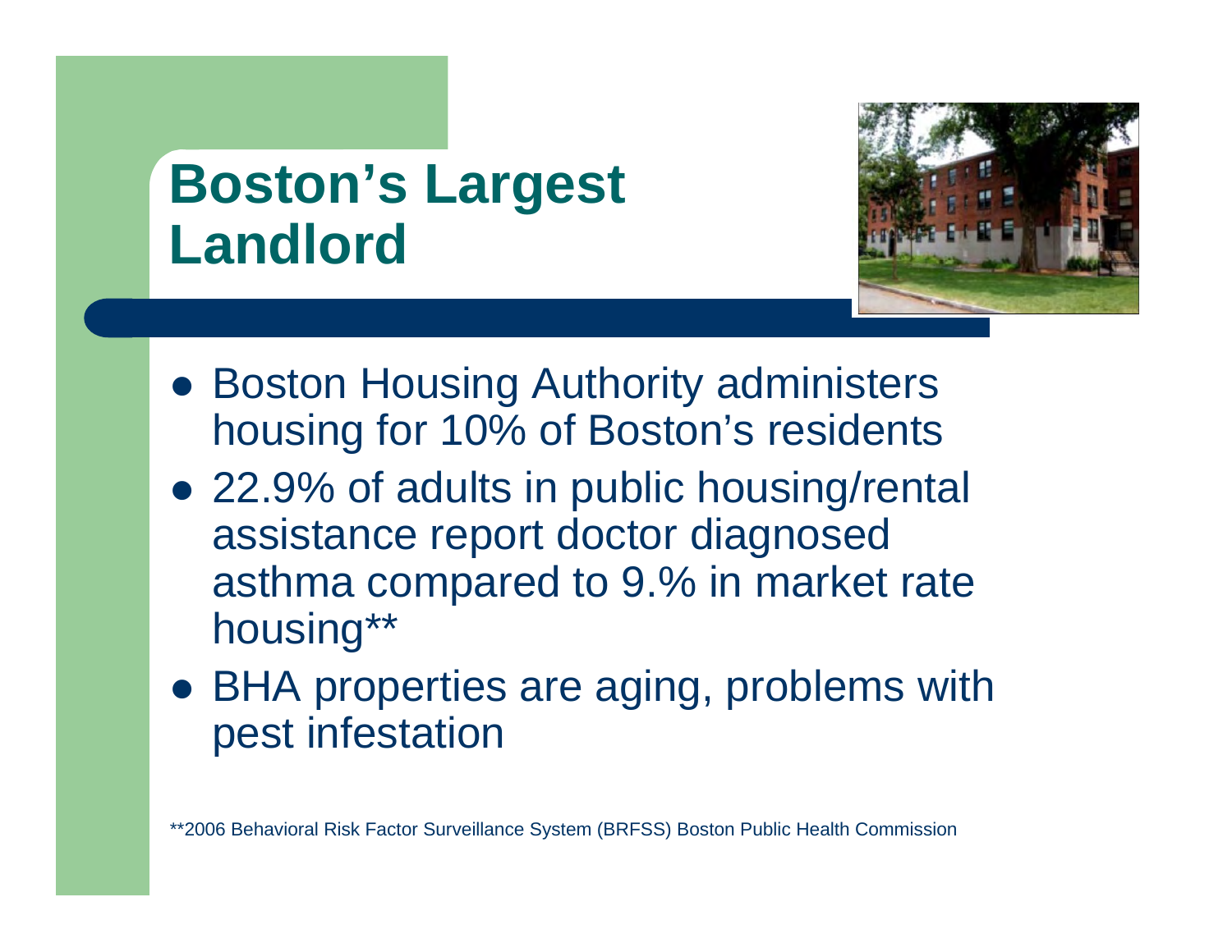# Boston's Largest Landlord

- Boston Housing Authority administers housing for 10% of Boston's residents
- 22.9% of adults in public housing/rental assistance report doctor diagnosed asthma compared to 9.% in market rate housing**
- BHA properties are aging, problems with pest infestation

**2006 Behavioral Risk Factor Surveillance System (BRFSS) Boston Public Health Commission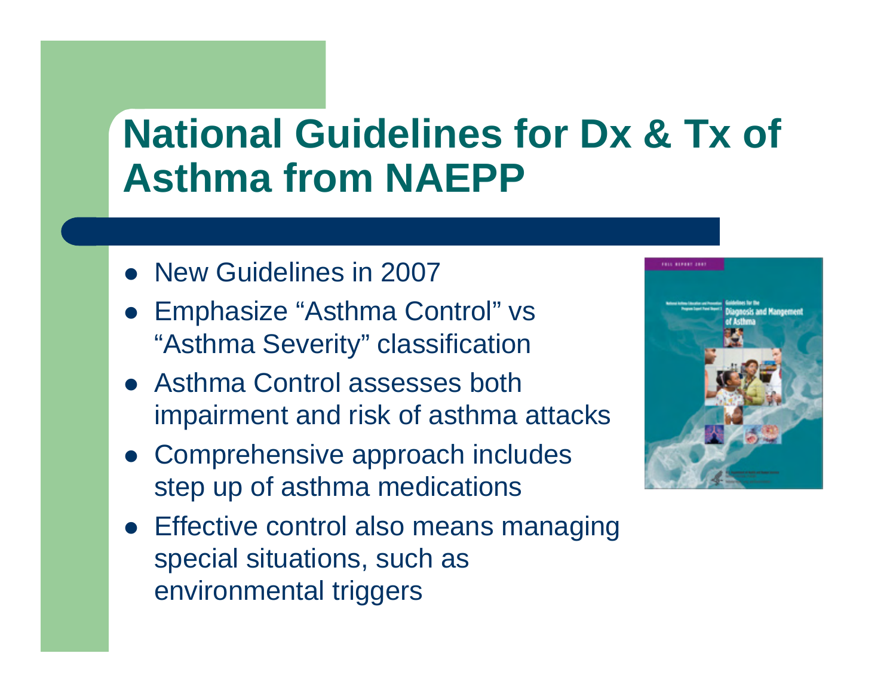# National Guidelines for Dx & Tx of Asthma from NAEPP

- New Guidelines in 2007
- Emphasize "Asthma Control" vs "Asthma Severity" classification
- Asthma Control assesses both impairment and risk of asthma attacks
- Comprehensive approach includes step up of asthma medications
- Effective control also means managing special situations, such as environmental triggers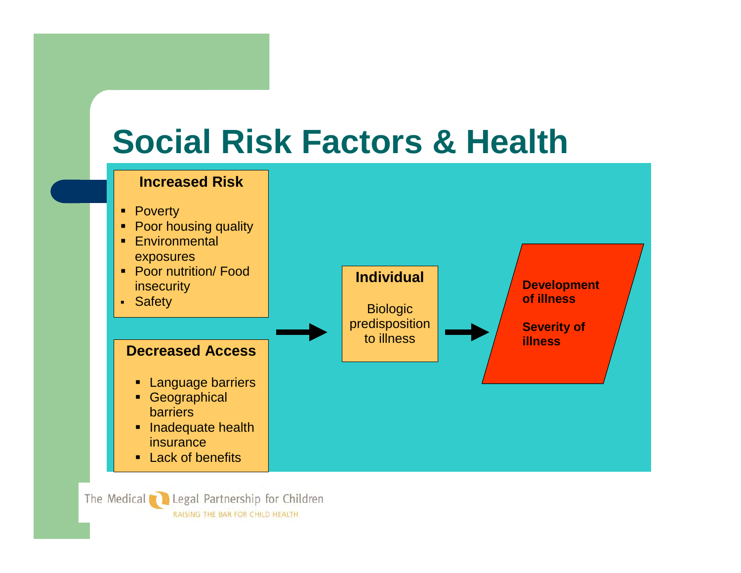# Social Risk Factors & Health

### Increased Risk

- Poverty
- Poor housing quality
- Environmental exposures
- Poor nutrition/ Food insecurity
- Safety

### Decreased Access

- Language barriers
- Geographical barriers
- Inadequate health insurance
- Lack of benefits

→

### Individual

Biologic predisposition to illness

→

**Development of illness**

**Severity of illness**

The Medical Legal Partnership for Children

RAISING THE BAR FOR CHILD HEALTH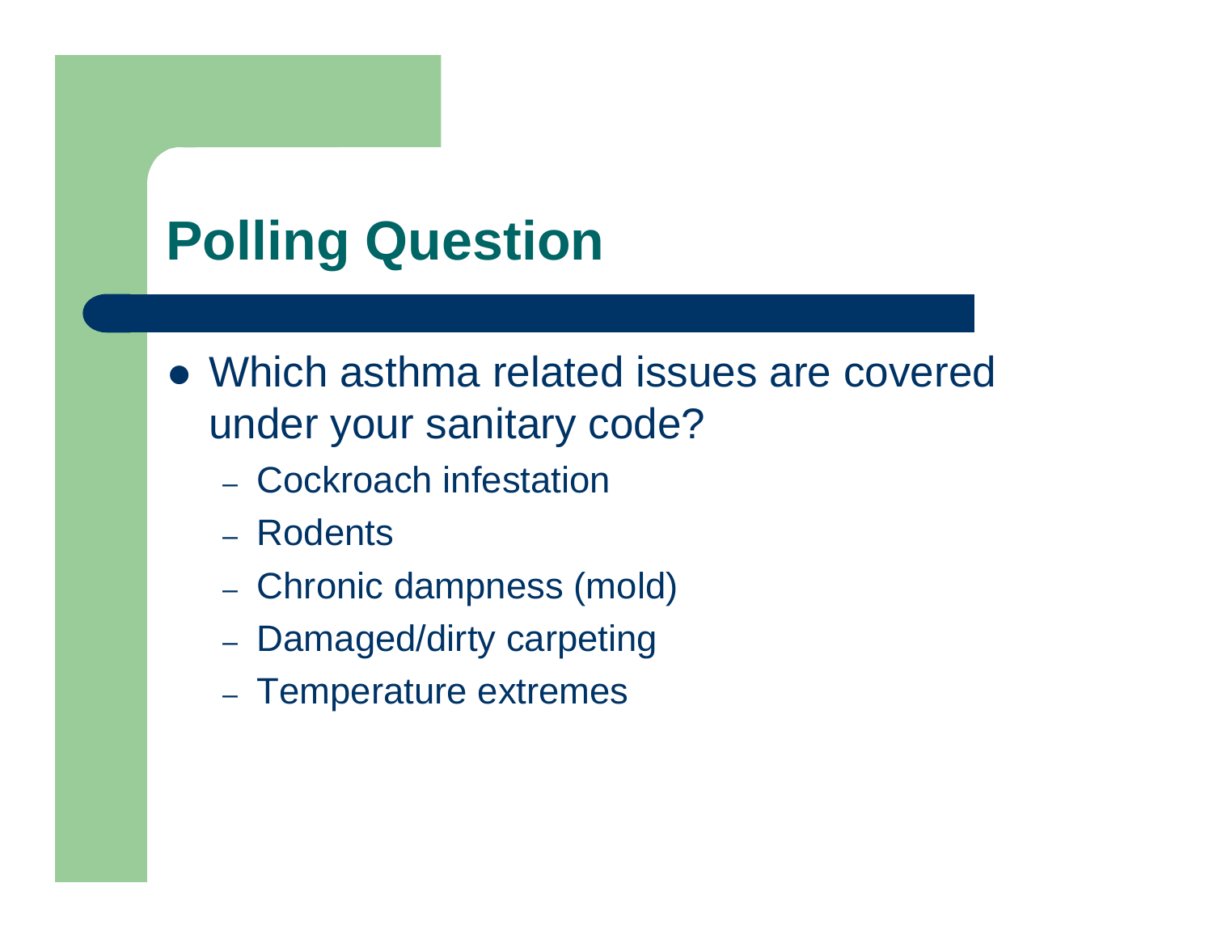# Polling Question

- Which asthma related issues are covered under your sanitary code?
  - Cockroach infestation
  - Rodents
  - Chronic dampness (mold)
  - Damaged/dirty carpeting
  - Temperature extremes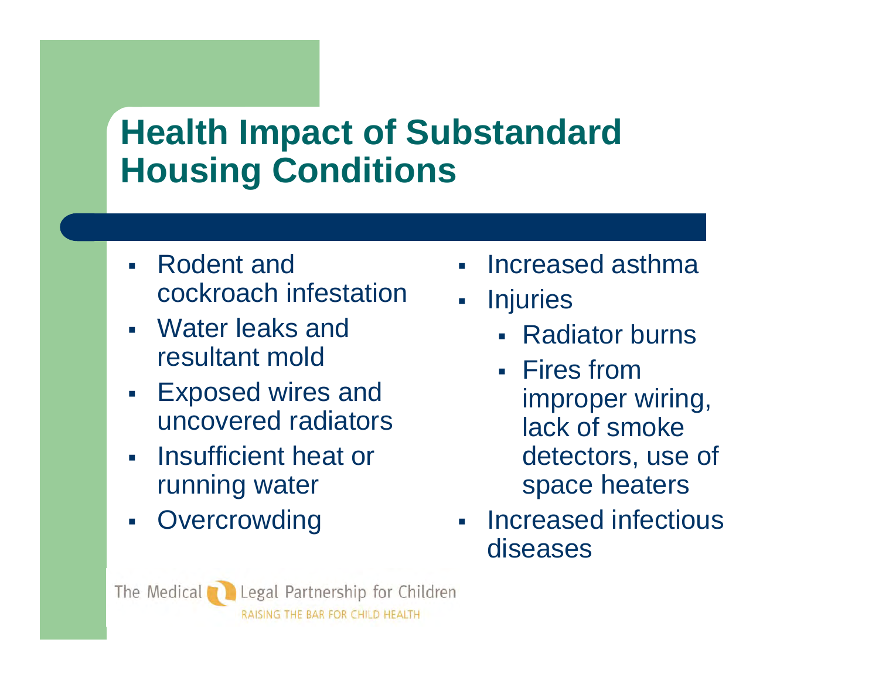# Health Impact of Substandard Housing Conditions

- Rodent and cockroach infestation
- Water leaks and resultant mold
- Exposed wires and uncovered radiators
- Insufficient heat or running water
- Overcrowding

- Increased asthma
- Injuries
  - Radiator burns
  - Fires from improper wiring, lack of smoke detectors, use of space heaters
- Increased infectious diseases

The Medical Legal Partnership for Children
RAISING THE BAR FOR CHILD HEALTH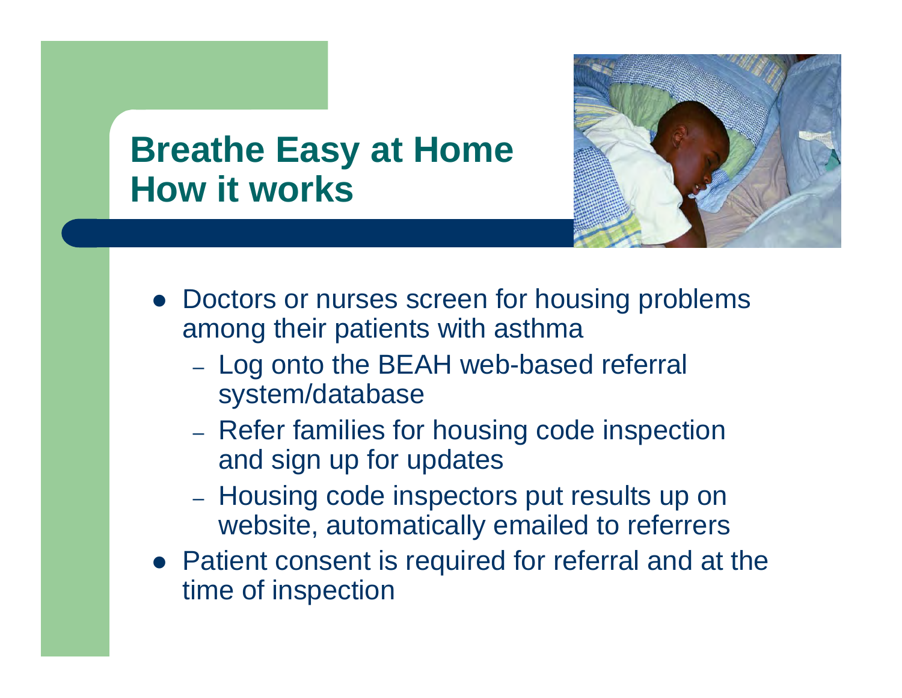# Breathe Easy at Home
## How it works

- Doctors or nurses screen for housing problems among their patients with asthma
  - Log onto the BEAH web-based referral system/database
  - Refer families for housing code inspection and sign up for updates
  - Housing code inspectors put results up on website, automatically emailed to referrers
- Patient consent is required for referral and at the time of inspection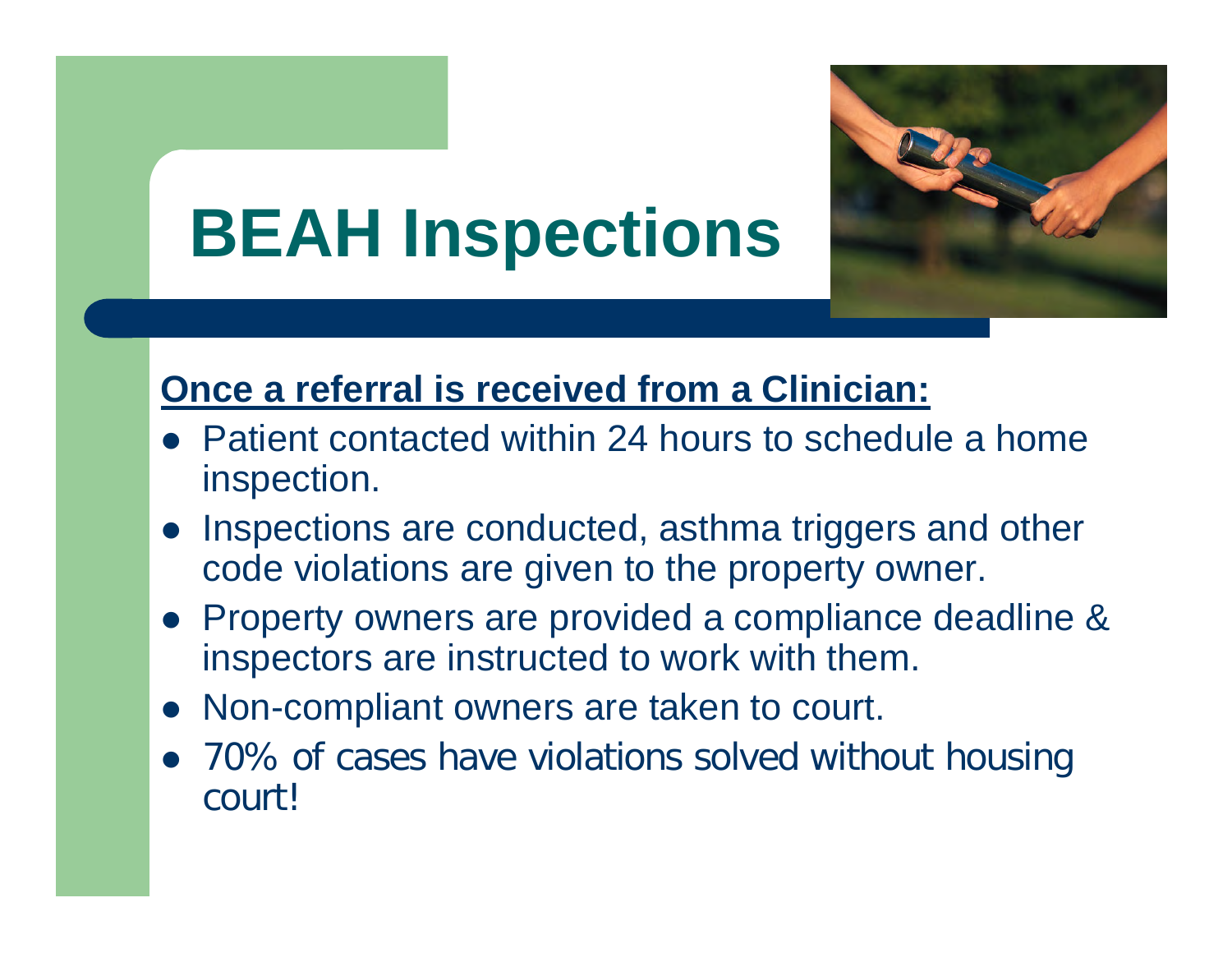# BEAH Inspections

**<u>Once a referral is received from a Clinician:</u>**

- Patient contacted within 24 hours to schedule a home inspection.
- Inspections are conducted, asthma triggers and other code violations are given to the property owner.
- Property owners are provided a compliance deadline & inspectors are instructed to work with them.
- Non-compliant owners are taken to court.
- 70% of cases have violations solved without housing court!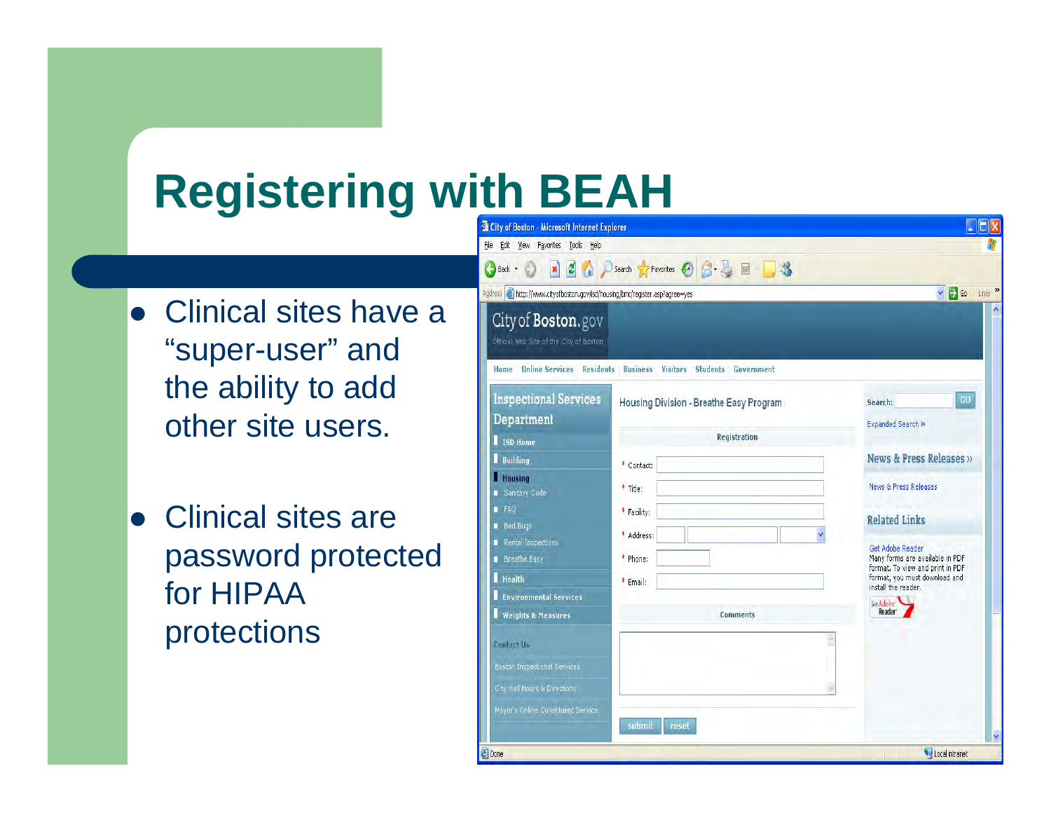# Registering with BEAH

- Clinical sites have a "super-user" and the ability to add other site users.
- Clinical sites are password protected for HIPAA protections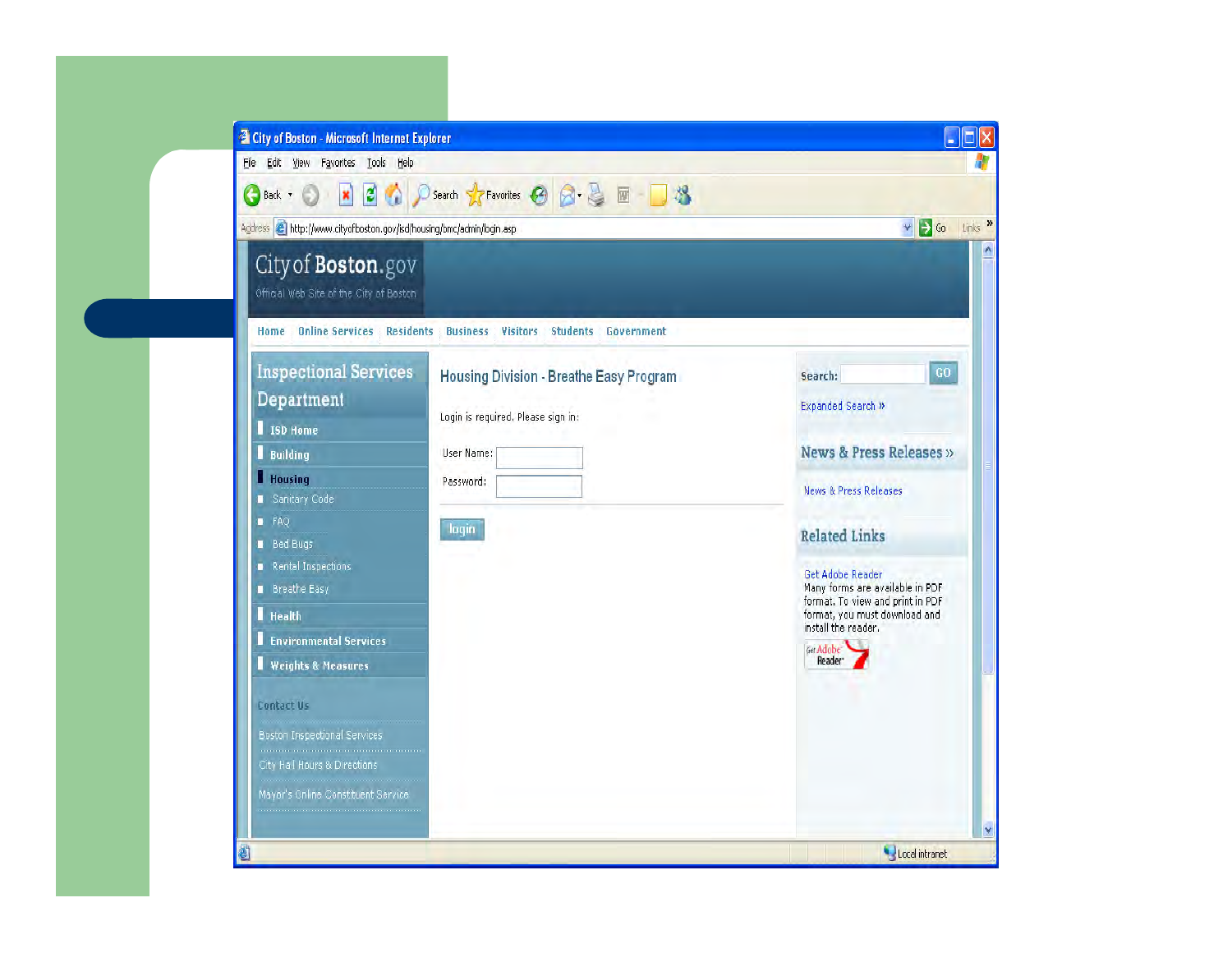City of Boston - Microsoft Internet Explorer

File Edit View Favorites Tools Help

Address http://www.cityofboston.gov/isd/housing/bmc/admin/login.asp

City of Boston.gov

Official Web Site of the City of Boston

Home | Online Services | Residents | Business | Visitors | Students | Government

## Inspectional Services Department

- ISD Home
- Building
- Housing
  - Sanitary Code
  - FAQ
  - Bed Bugs
  - Rental Inspections
  - Breathe Easy
- Health
- Environmental Services
- Weights & Measures

Contact Us

- Boston Inspectional Services
- City Hall Hours & Directions
- Mayor's Online Constituent Service

## Housing Division - Breathe Easy Program

Login is required. Please sign in:

User Name:

Password:

login

Search: GO

Expanded Search »

### News & Press Releases »

News & Press Releases

### Related Links

Get Adobe Reader

Many forms are available in PDF format. To view and print in PDF format, you must download and install the reader.

Get Adobe Reader

Local intranet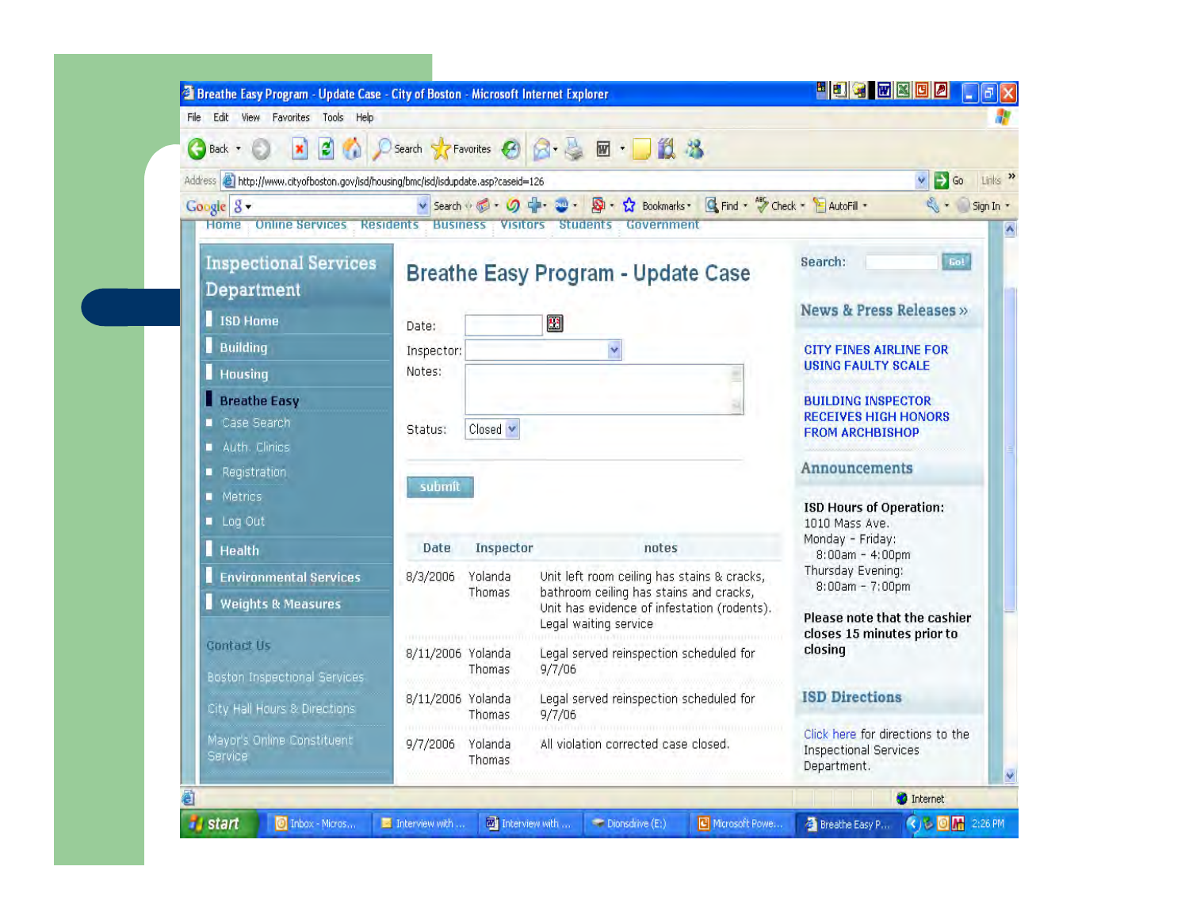# Breathe Easy Program - Update Case

**Inspectional Services Department**

- ISD Home
- Building
- Housing
- Breathe Easy
  - Case Search
  - Auth. Clinics
  - Registration
  - Metrics
  - Log Out
- Health
- Environmental Services
- Weights & Measures

Contact Us

Boston Inspectional Services

City Hall Hours & Directions

Mayor's Online Constituent Service

Date:

Inspector:

Notes:

Status: Closed

submit

| Date | Inspector | notes |
|---|---|---|
| 8/3/2006 | Yolanda Thomas | Unit left room ceiling has stains & cracks, bathroom ceiling has stains and cracks, Unit has evidence of infestation (rodents). Legal waiting service |
| 8/11/2006 | Yolanda Thomas | Legal served reinspection scheduled for 9/7/06 |
| 8/11/2006 | Yolanda Thomas | Legal served reinspection scheduled for 9/7/06 |
| 9/7/2006 | Yolanda Thomas | All violation corrected case closed. |

Search: Go!

**News & Press Releases »**

CITY FINES AIRLINE FOR USING FAULTY SCALE

BUILDING INSPECTOR RECEIVES HIGH HONORS FROM ARCHBISHOP

**Announcements**

**ISD Hours of Operation:**
1010 Mass Ave.
Monday - Friday:
8:00am - 4:00pm
Thursday Evening:
8:00am - 7:00pm

**Please note that the cashier closes 15 minutes prior to closing**

**ISD Directions**

Click here for directions to the Inspectional Services Department.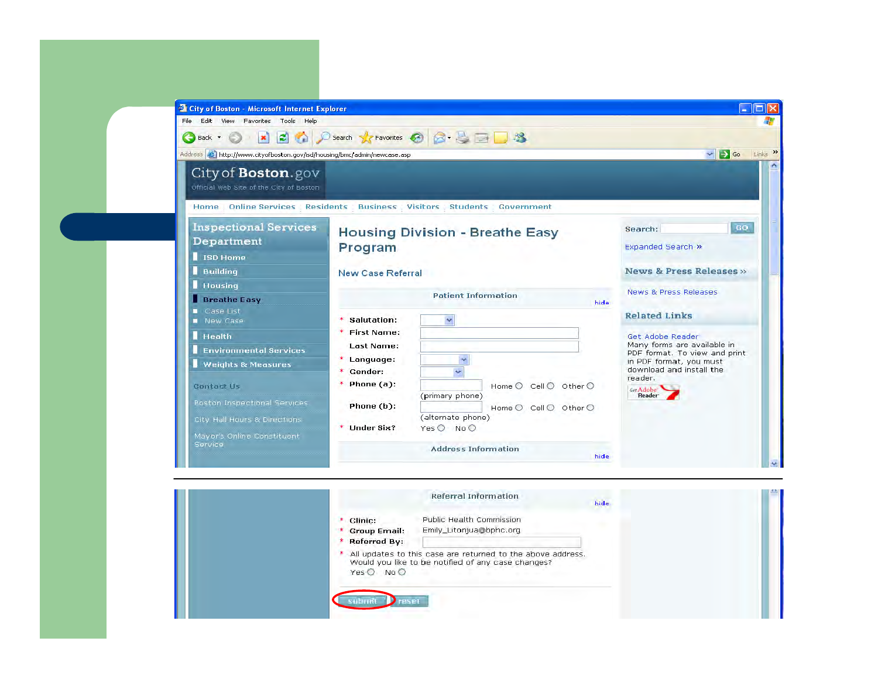City of Boston - Microsoft Internet Explorer

File Edit View Favorites Tools Help

Address http://www.cityofboston.gov/isd/housing/bmc/admin/newcase.asp

City of Boston.gov
Official Web Site of the City of Boston

Home | Online Services | Residents | Business | Visitors | Students | Government

## Inspectional Services Department

- ISD Home
- Building
- Housing
- Breathe Easy
  - Case List
  - New Case
- Health
- Environmental Services
- Weights & Measures

Contact Us

Boston Inspectional Services

City Hall Hours & Directions

Mayor's Online Constituent Service

# Housing Division - Breathe Easy Program

## New Case Referral

### Patient Information

hide

- * Salutation:
- * First Name:
- Last Name:
- * Language:
- * Gender:
- * Phone (a): (primary phone) Home Cell Other
- Phone (b): (alternate phone) Home Cell Other
- * Under Six? Yes No

### Address Information

hide

### Referral Information

hide

- * Clinic: Public Health Commission
- * Group Email: Emily_Litonjua@bphc.org
- * Referred By:
- * All updates to this case are returned to the above address. Would you like to be notified of any case changes? Yes No

submit reset

Search: GO

Expanded Search »

News & Press Releases »

News & Press Releases

Related Links

Get Adobe Reader

Many forms are available in PDF format. To view and print in PDF format, you must download and install the reader.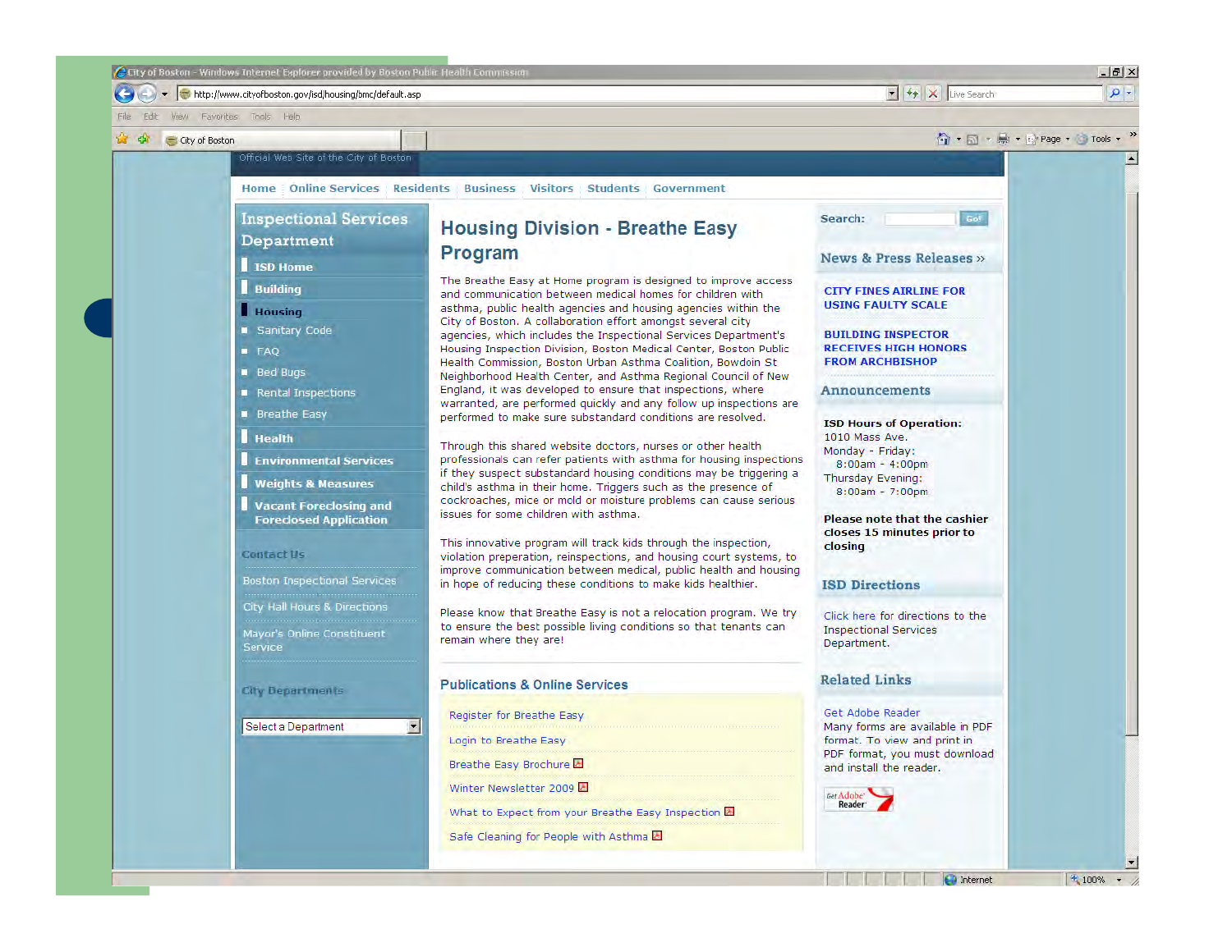City of Boston - Windows Internet Explorer provided by Boston Public Health Commission

http://www.cityofboston.gov/isd/housing/bmc/default.asp

Official Web Site of the City of Boston

Home | Online Services | Residents | Business | Visitors | Students | Government

## Inspectional Services Department

- ISD Home
- Building
- Housing
  - Sanitary Code
  - FAQ
  - Bed Bugs
  - Rental Inspections
  - Breathe Easy
- Health
- Environmental Services
- Weights & Measures
- Vacant Foreclosing and Foreclosed Application

Contact Us

- Boston Inspectional Services
- City Hall Hours & Directions
- Mayor's Online Constituent Service

City Departments

Select a Department

# Housing Division - Breathe Easy Program

The Breathe Easy at Home program is designed to improve access and communication between medical homes for children with asthma, public health agencies and housing agencies within the City of Boston. A collaboration effort amongst several city agencies, which includes the Inspectional Services Department's Housing Inspection Division, Boston Medical Center, Boston Public Health Commission, Boston Urban Asthma Coalition, Bowdoin St Neighborhood Health Center, and Asthma Regional Council of New England, it was developed to ensure that inspections, where warranted, are performed quickly and any follow up inspections are performed to make sure substandard conditions are resolved.

Through this shared website doctors, nurses or other health professionals can refer patients with asthma for housing inspections if they suspect substandard housing conditions may be triggering a child's asthma in their home. Triggers such as the presence of cockroaches, mice or mold or moisture problems can cause serious issues for some children with asthma.

This innovative program will track kids through the inspection, violation preperation, reinspections, and housing court systems, to improve communication between medical, public health and housing in hope of reducing these conditions to make kids healthier.

Please know that Breathe Easy is not a relocation program. We try to ensure the best possible living conditions so that tenants can remain where they are!

## Publications & Online Services

- Register for Breathe Easy
- Login to Breathe Easy
- Breathe Easy Brochure
- Winter Newsletter 2009
- What to Expect from your Breathe Easy Inspection
- Safe Cleaning for People with Asthma

Search: Go!

## News & Press Releases »

**CITY FINES AIRLINE FOR USING FAULTY SCALE**

**BUILDING INSPECTOR RECEIVES HIGH HONORS FROM ARCHBISHOP**

## Announcements

**ISD Hours of Operation:**
1010 Mass Ave.
Monday - Friday:
8:00am - 4:00pm
Thursday Evening:
8:00am - 7:00pm

**Please note that the cashier closes 15 minutes prior to closing**

## ISD Directions

Click here for directions to the Inspectional Services Department.

## Related Links

Get Adobe Reader
Many forms are available in PDF format. To view and print in PDF format, you must download and install the reader.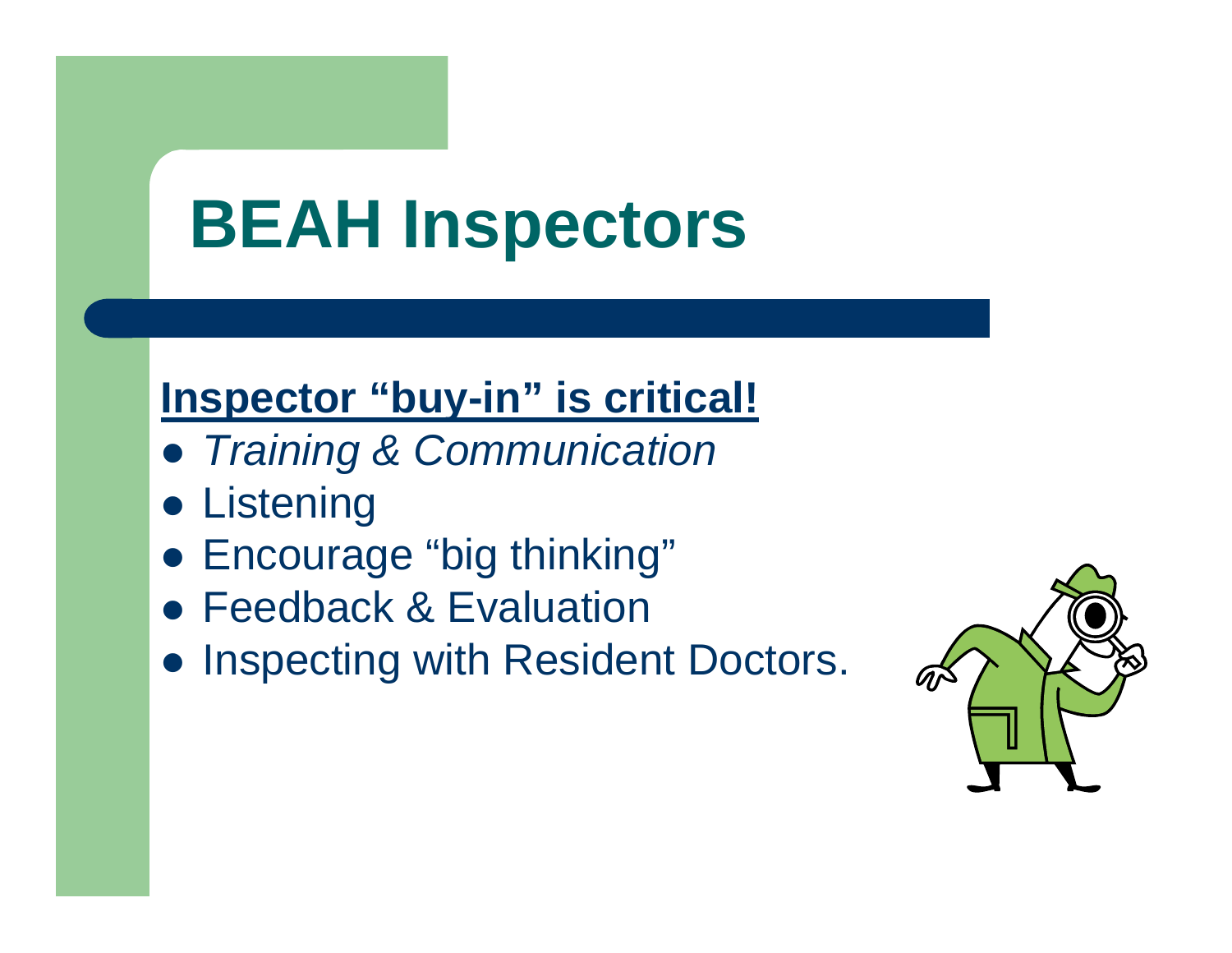# BEAH Inspectors

**Inspector "buy-in" is critical!**

- *Training & Communication*
- Listening
- Encourage "big thinking"
- Feedback & Evaluation
- Inspecting with Resident Doctors.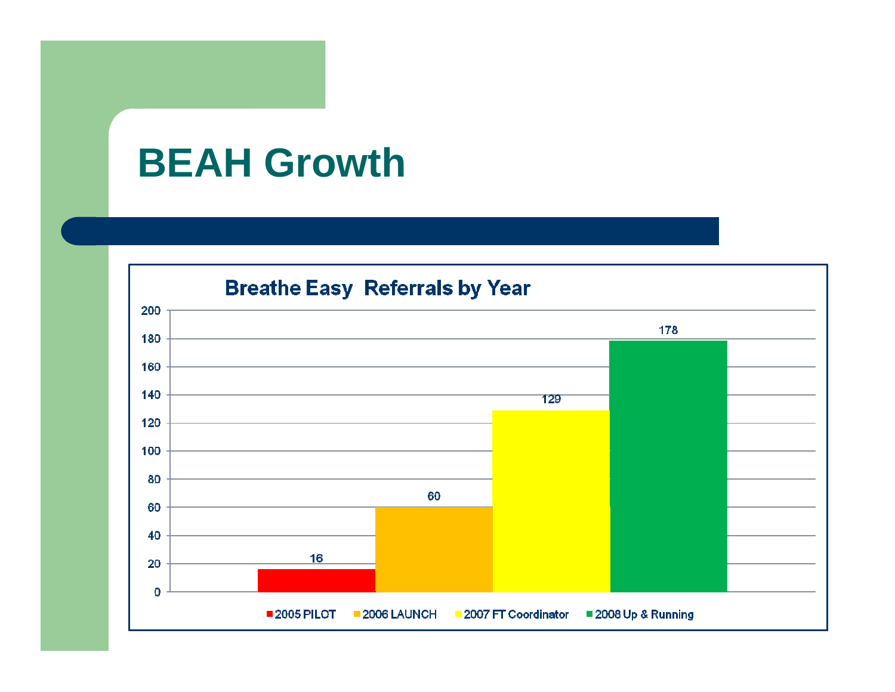# BEAH Growth

**Breathe Easy Referrals by Year**

| Year | Referrals |
|---|---|
| 2005 PILOT | 16 |
| 2006 LAUNCH | 60 |
| 2007 FT Coordinator | 129 |
| 2008 Up & Running | 178 |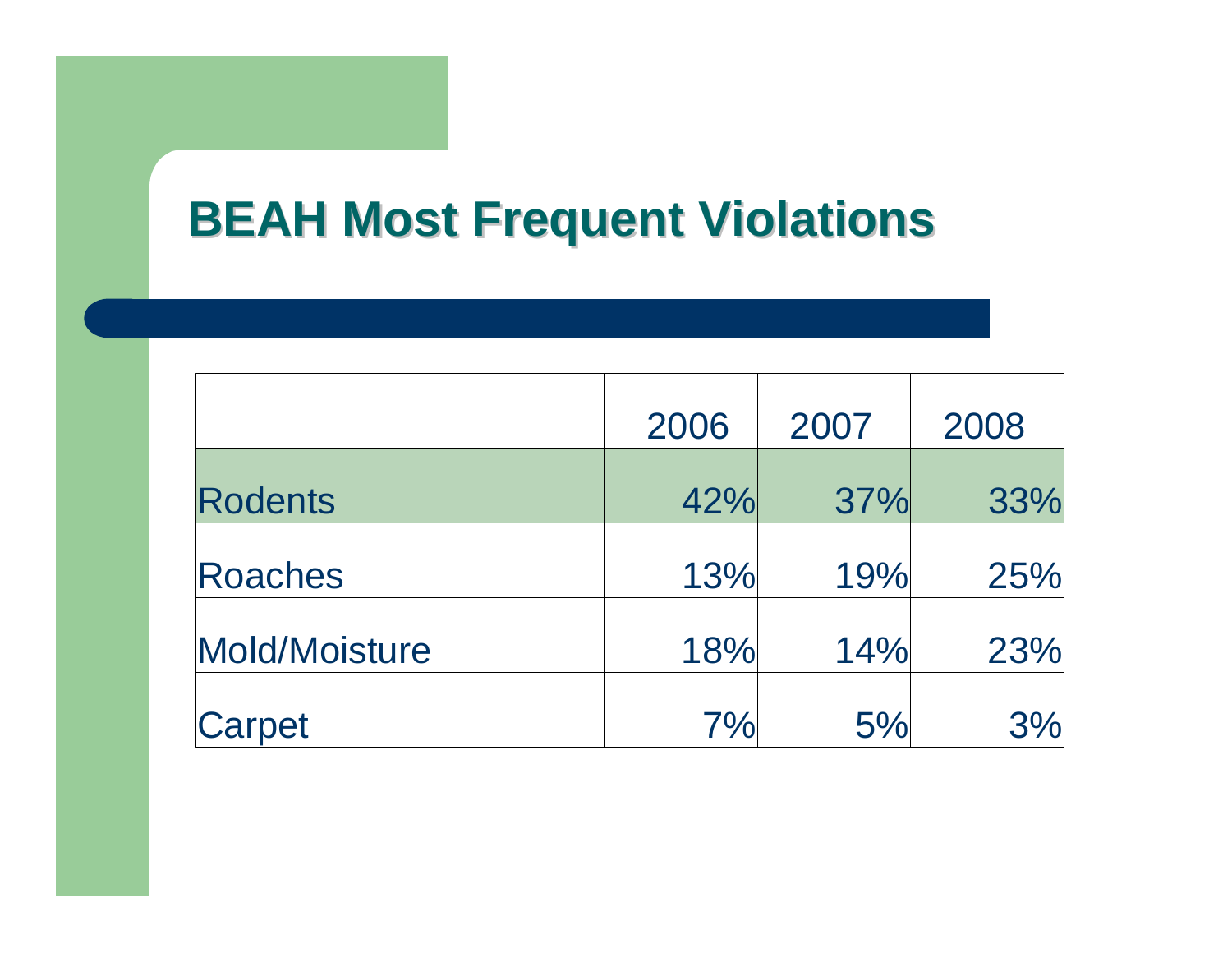# BEAH Most Frequent Violations

| | 2006 | 2007 | 2008 |
|---|---|---|---|
| Rodents | 42% | 37% | 33% |
| Roaches | 13% | 19% | 25% |
| Mold/Moisture | 18% | 14% | 23% |
| Carpet | 7% | 5% | 3% |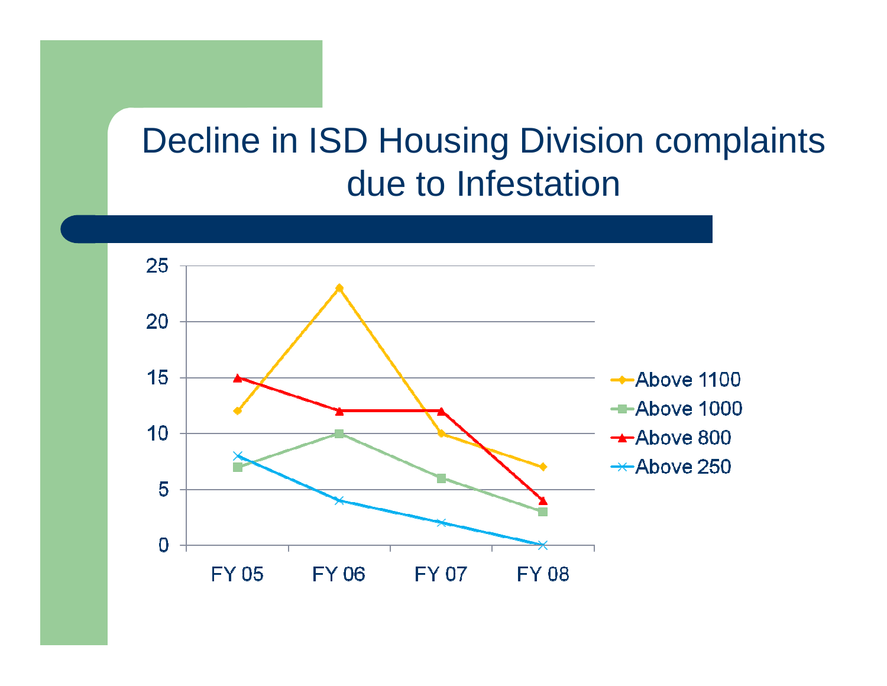# Decline in ISD Housing Division complaints due to Infestation

| | FY 05 | FY 06 | FY 07 | FY 08 |
|---|---|---|---|---|
| Above 1100 | 12 | 23 | 10 | 7 |
| Above 1000 | 7 | 10 | 6 | 3 |
| Above 800 | 15 | 12 | 12 | 4 |
| Above 250 | 8 | 4 | 2 | 0 |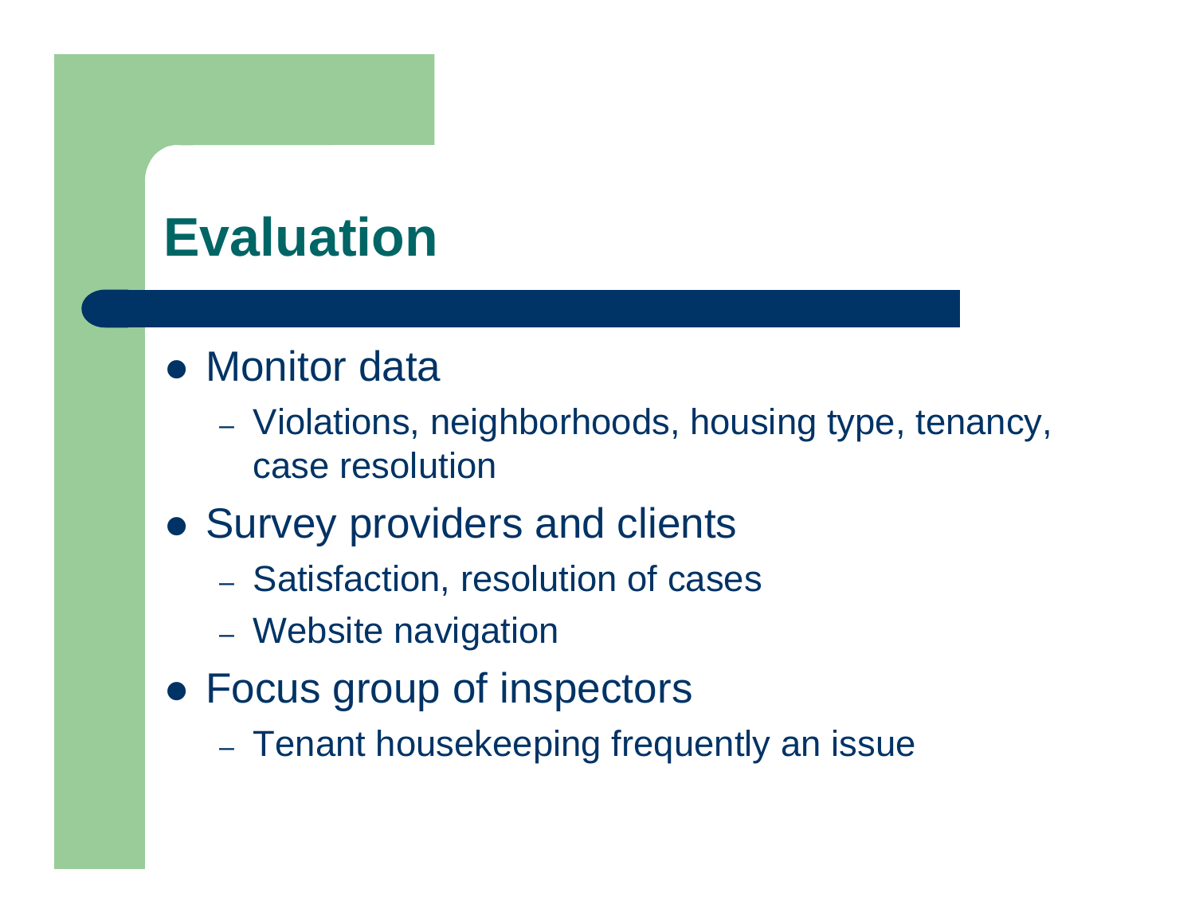# Evaluation

- Monitor data
  - Violations, neighborhoods, housing type, tenancy, case resolution
- Survey providers and clients
  - Satisfaction, resolution of cases
  - Website navigation
- Focus group of inspectors
  - Tenant housekeeping frequently an issue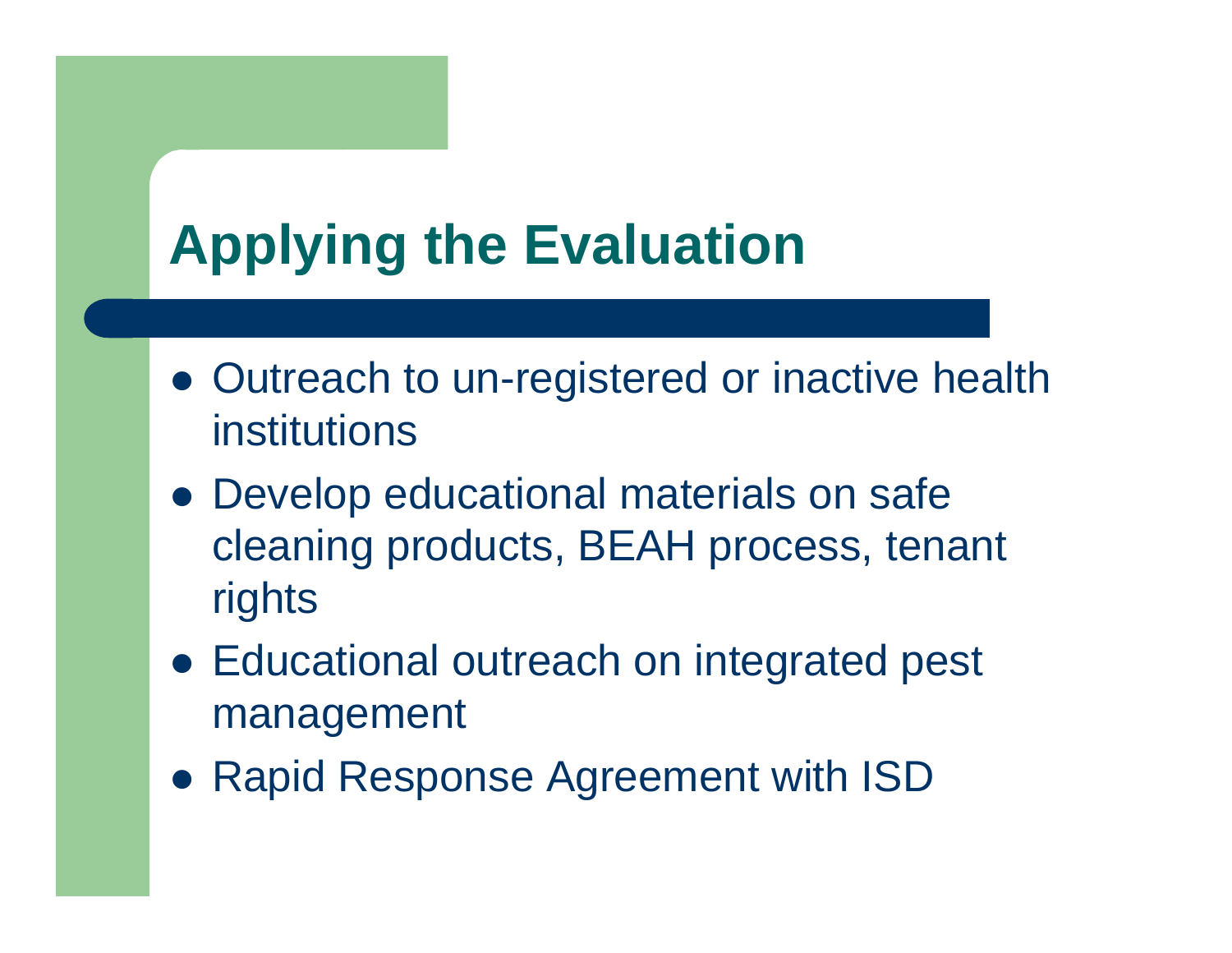# Applying the Evaluation

- Outreach to un-registered or inactive health institutions
- Develop educational materials on safe cleaning products, BEAH process, tenant rights
- Educational outreach on integrated pest management
- Rapid Response Agreement with ISD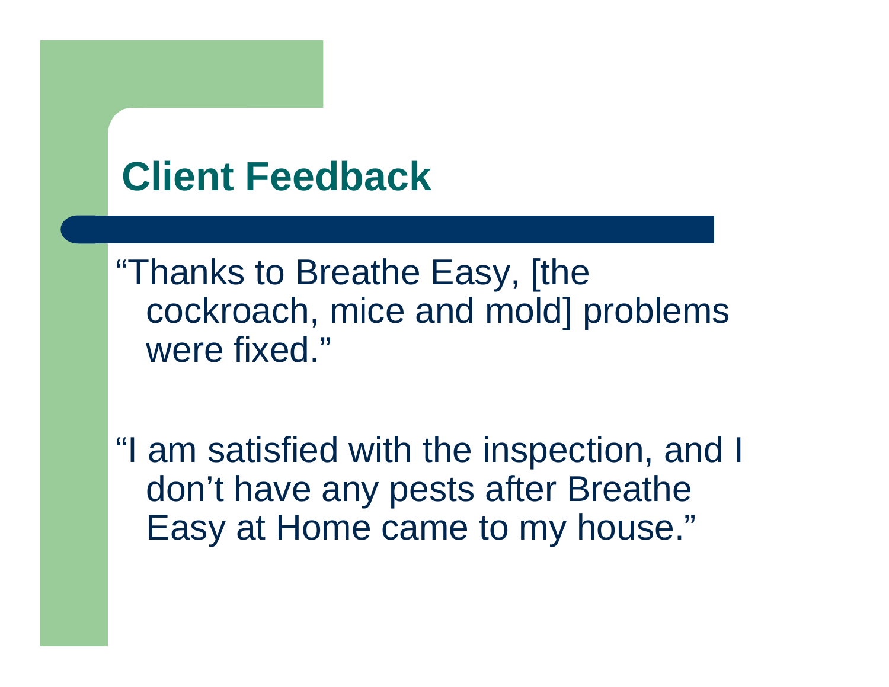# Client Feedback

"Thanks to Breathe Easy, [the cockroach, mice and mold] problems were fixed."

"I am satisfied with the inspection, and I don't have any pests after Breathe Easy at Home came to my house."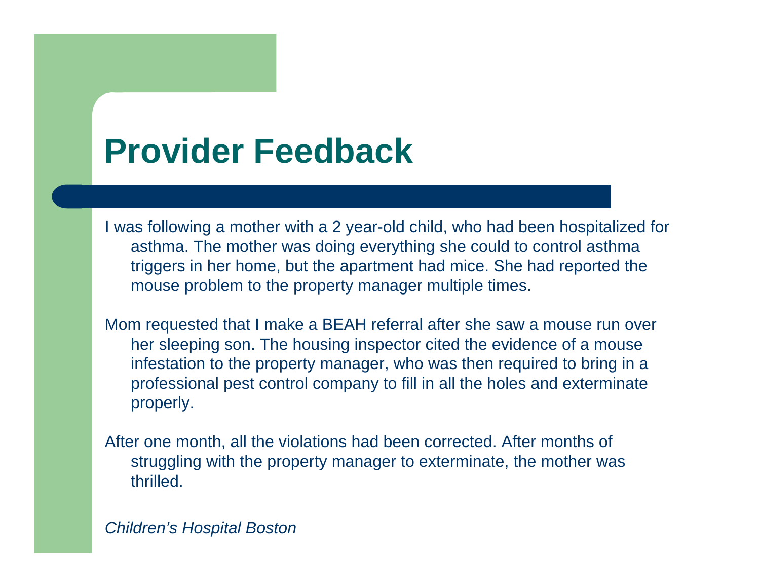# Provider Feedback

I was following a mother with a 2 year-old child, who had been hospitalized for asthma. The mother was doing everything she could to control asthma triggers in her home, but the apartment had mice. She had reported the mouse problem to the property manager multiple times.

Mom requested that I make a BEAH referral after she saw a mouse run over her sleeping son. The housing inspector cited the evidence of a mouse infestation to the property manager, who was then required to bring in a professional pest control company to fill in all the holes and exterminate properly.

After one month, all the violations had been corrected. After months of struggling with the property manager to exterminate, the mother was thrilled.

*Children's Hospital Boston*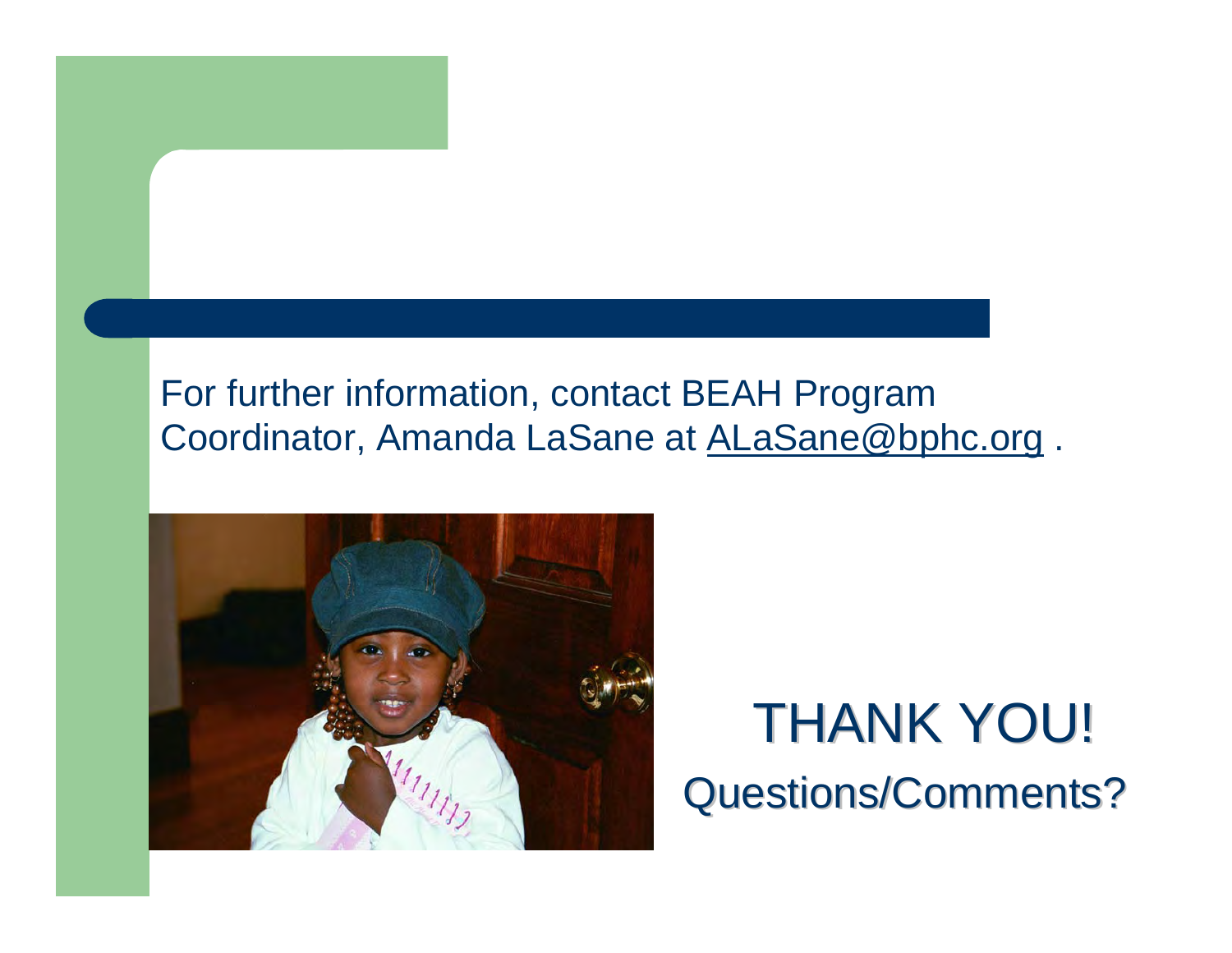For further information, contact BEAH Program Coordinator, Amanda LaSane at ALaSane@bphc.org .

# THANK YOU!

## Questions/Comments?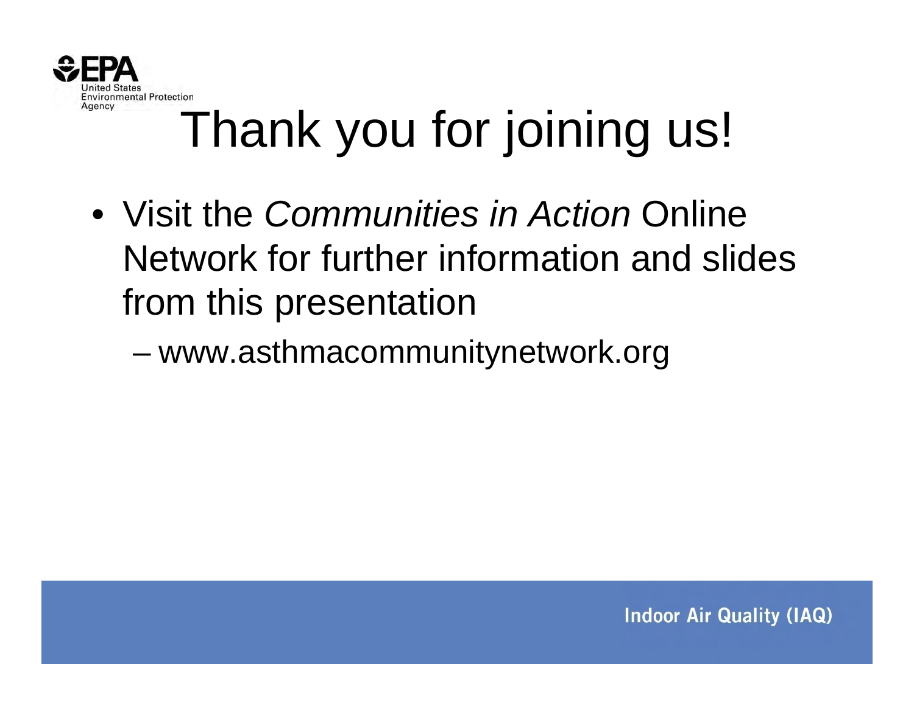# Thank you for joining us!

- Visit the *Communities in Action* Online Network for further information and slides from this presentation
  - www.asthmacommunitynetwork.org